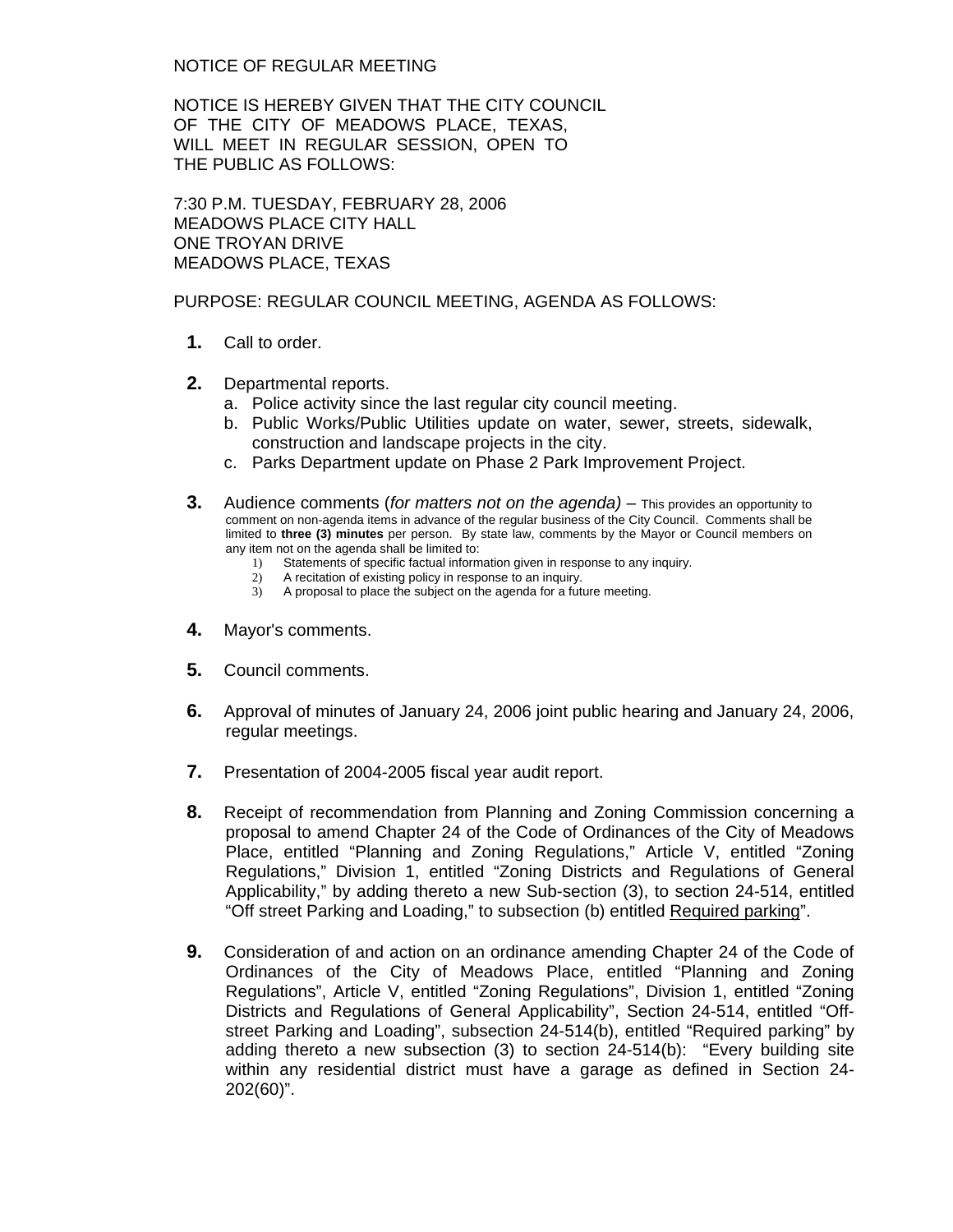NOTICE OF REGULAR MEETING

NOTICE IS HEREBY GIVEN THAT THE CITY COUNCIL OF THE CITY OF MEADOWS PLACE, TEXAS, WILL MEET IN REGULAR SESSION, OPEN TO THE PUBLIC AS FOLLOWS:

7:30 P.M. TUESDAY, FEBRUARY 28, 2006
MEADOWS PLACE CITY HALL
ONE TROYAN DRIVE
MEADOWS PLACE, TEXAS

PURPOSE: REGULAR COUNCIL MEETING, AGENDA AS FOLLOWS:

**1.** Call to order.

**2.** Departmental reports.
   a. Police activity since the last regular city council meeting.
   b. Public Works/Public Utilities update on water, sewer, streets, sidewalk, construction and landscape projects in the city.
   c. Parks Department update on Phase 2 Park Improvement Project.

**3.** Audience comments (*for matters not on the agenda)* – This provides an opportunity to comment on non-agenda items in advance of the regular business of the City Council. Comments shall be limited to **three (3) minutes** per person. By state law, comments by the Mayor or Council members on any item not on the agenda shall be limited to:
   1) Statements of specific factual information given in response to any inquiry.
   2) A recitation of existing policy in response to an inquiry.
   3) A proposal to place the subject on the agenda for a future meeting.

**4.** Mayor's comments.

**5.** Council comments.

**6.** Approval of minutes of January 24, 2006 joint public hearing and January 24, 2006, regular meetings.

**7.** Presentation of 2004-2005 fiscal year audit report.

**8.** Receipt of recommendation from Planning and Zoning Commission concerning a proposal to amend Chapter 24 of the Code of Ordinances of the City of Meadows Place, entitled "Planning and Zoning Regulations," Article V, entitled "Zoning Regulations," Division 1, entitled "Zoning Districts and Regulations of General Applicability," by adding thereto a new Sub-section (3), to section 24-514, entitled "Off street Parking and Loading," to subsection (b) entitled Required parking".

**9.** Consideration of and action on an ordinance amending Chapter 24 of the Code of Ordinances of the City of Meadows Place, entitled "Planning and Zoning Regulations", Article V, entitled "Zoning Regulations", Division 1, entitled "Zoning Districts and Regulations of General Applicability", Section 24-514, entitled "Off-street Parking and Loading", subsection 24-514(b), entitled "Required parking" by adding thereto a new subsection (3) to section 24-514(b): "Every building site within any residential district must have a garage as defined in Section 24-202(60)".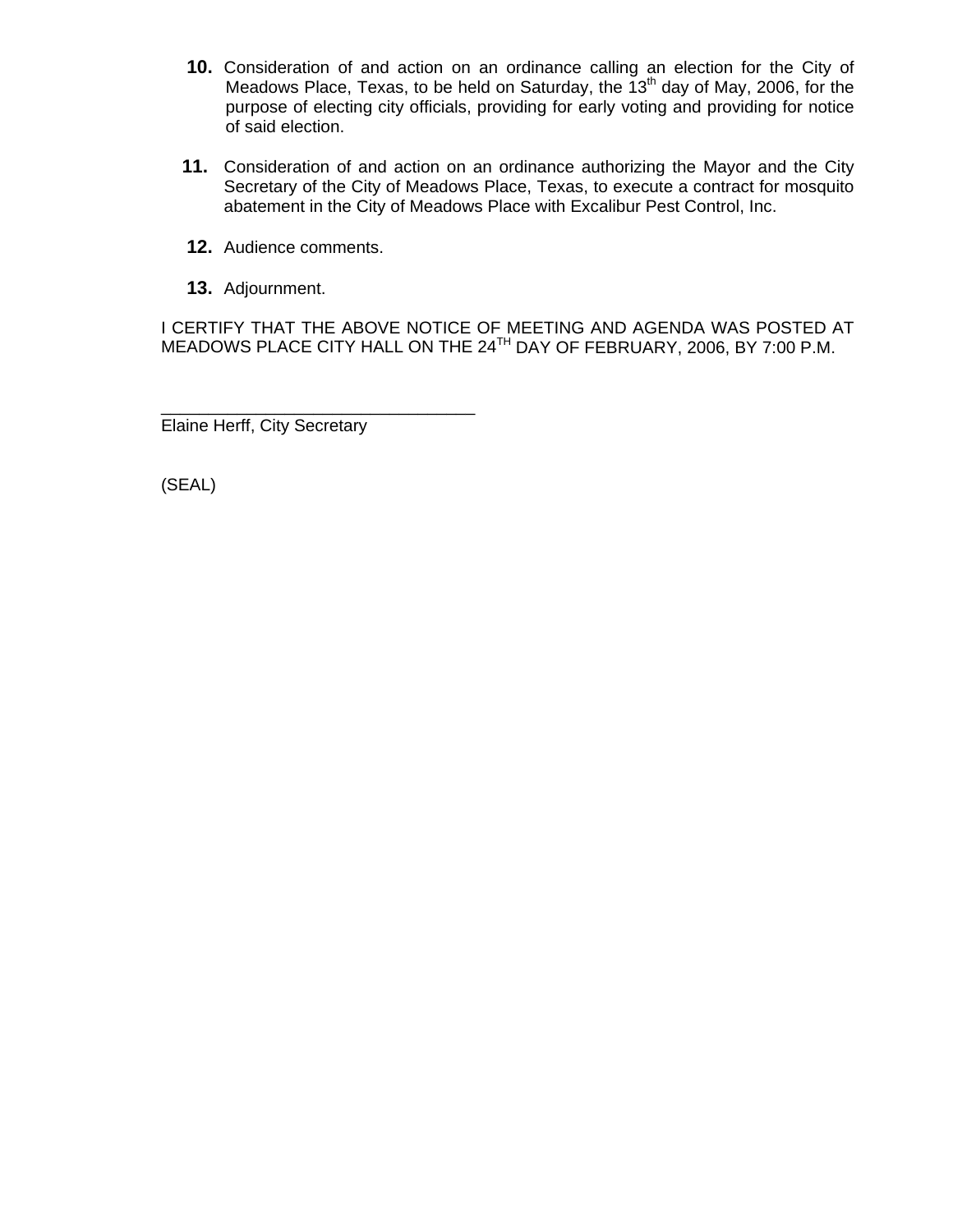10. Consideration of and action on an ordinance calling an election for the City of Meadows Place, Texas, to be held on Saturday, the 13th day of May, 2006, for the purpose of electing city officials, providing for early voting and providing for notice of said election.

11. Consideration of and action on an ordinance authorizing the Mayor and the City Secretary of the City of Meadows Place, Texas, to execute a contract for mosquito abatement in the City of Meadows Place with Excalibur Pest Control, Inc.

12. Audience comments.

13. Adjournment.

I CERTIFY THAT THE ABOVE NOTICE OF MEETING AND AGENDA WAS POSTED AT MEADOWS PLACE CITY HALL ON THE 24TH DAY OF FEBRUARY, 2006, BY 7:00 P.M.

\_\_\_\_\_\_\_\_\_\_\_\_\_\_\_\_\_\_\_\_\_\_\_\_\_\_\_\_\_\_\_\_\_\_
Elaine Herff, City Secretary

(SEAL)